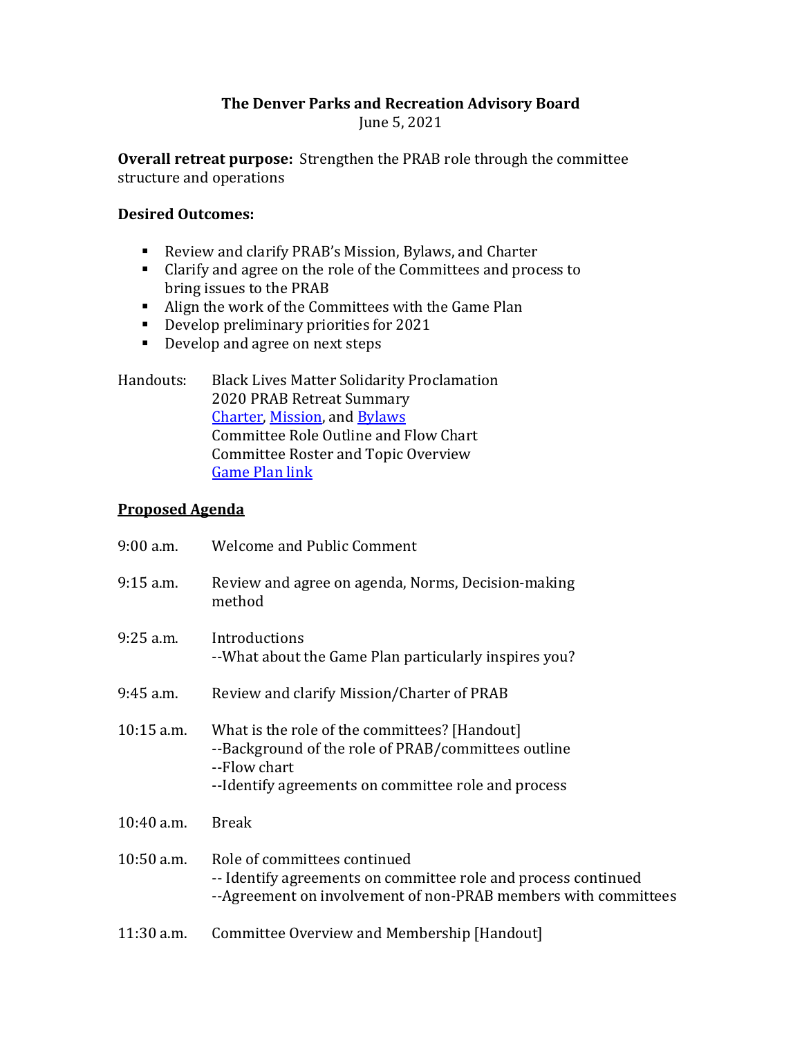# The Denver Parks and Recreation Advisory Board

June 5, 2021

**Overall retreat purpose:** Strengthen the PRAB role through the committee structure and operations

**Desired Outcomes:**

- Review and clarify PRAB's Mission, Bylaws, and Charter
- Clarify and agree on the role of the Committees and process to bring issues to the PRAB
- Align the work of the Committees with the Game Plan
- Develop preliminary priorities for 2021
- Develop and agree on next steps

Handouts: Black Lives Matter Solidarity Proclamation
2020 PRAB Retreat Summary
Charter, Mission, and Bylaws
Committee Role Outline and Flow Chart
Committee Roster and Topic Overview
Game Plan link

## Proposed Agenda

9:00 a.m. Welcome and Public Comment

9:15 a.m. Review and agree on agenda, Norms, Decision-making method

9:25 a.m. Introductions
--What about the Game Plan particularly inspires you?

9:45 a.m. Review and clarify Mission/Charter of PRAB

10:15 a.m. What is the role of the committees? [Handout]
--Background of the role of PRAB/committees outline
--Flow chart
--Identify agreements on committee role and process

10:40 a.m. Break

10:50 a.m. Role of committees continued
-- Identify agreements on committee role and process continued
--Agreement on involvement of non-PRAB members with committees

11:30 a.m. Committee Overview and Membership [Handout]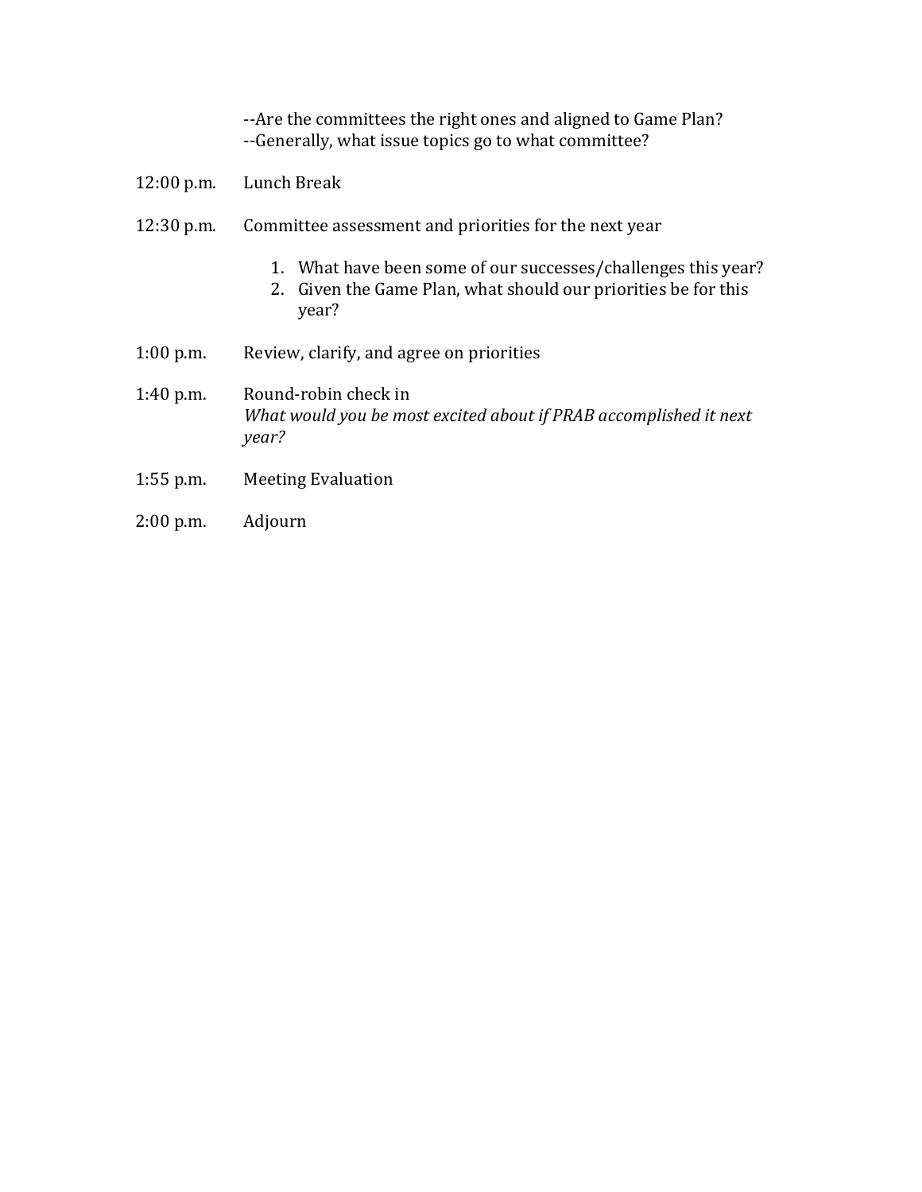--Are the committees the right ones and aligned to Game Plan?
--Generally, what issue topics go to what committee?

12:00 p.m. Lunch Break

12:30 p.m. Committee assessment and priorities for the next year

1. What have been some of our successes/challenges this year?
2. Given the Game Plan, what should our priorities be for this year?

1:00 p.m. Review, clarify, and agree on priorities

1:40 p.m. Round-robin check in
*What would you be most excited about if PRAB accomplished it next year?*

1:55 p.m. Meeting Evaluation

2:00 p.m. Adjourn